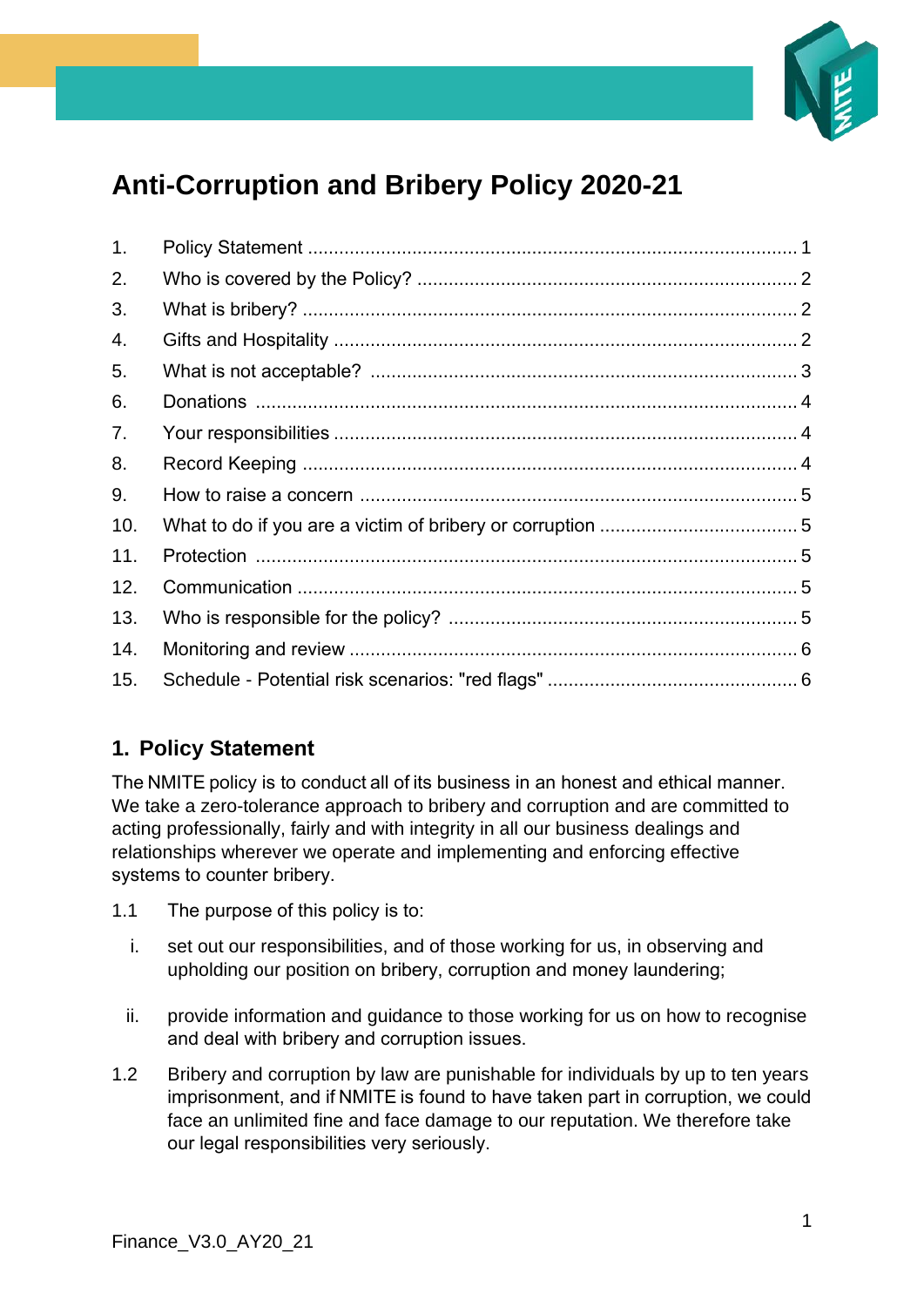# Anti-Corruption and Bribery Policy 2020-21

| | | |
|---|---|---|
| 1. | Policy Statement | 1 |
| 2. | Who is covered by the Policy? | 2 |
| 3. | What is bribery? | 2 |
| 4. | Gifts and Hospitality | 2 |
| 5. | What is not acceptable? | 3 |
| 6. | Donations | 4 |
| 7. | Your responsibilities | 4 |
| 8. | Record Keeping | 4 |
| 9. | How to raise a concern | 5 |
| 10. | What to do if you are a victim of bribery or corruption | 5 |
| 11. | Protection | 5 |
| 12. | Communication | 5 |
| 13. | Who is responsible for the policy? | 5 |
| 14. | Monitoring and review | 6 |
| 15. | Schedule - Potential risk scenarios: "red flags" | 6 |

## 1. Policy Statement

The NMITE policy is to conduct all of its business in an honest and ethical manner. We take a zero-tolerance approach to bribery and corruption and are committed to acting professionally, fairly and with integrity in all our business dealings and relationships wherever we operate and implementing and enforcing effective systems to counter bribery.

1.1 The purpose of this policy is to:

i. set out our responsibilities, and of those working for us, in observing and upholding our position on bribery, corruption and money laundering;

ii. provide information and guidance to those working for us on how to recognise and deal with bribery and corruption issues.

1.2 Bribery and corruption by law are punishable for individuals by up to ten years imprisonment, and if NMITE is found to have taken part in corruption, we could face an unlimited fine and face damage to our reputation. We therefore take our legal responsibilities very seriously.

Finance_V3.0_AY20_21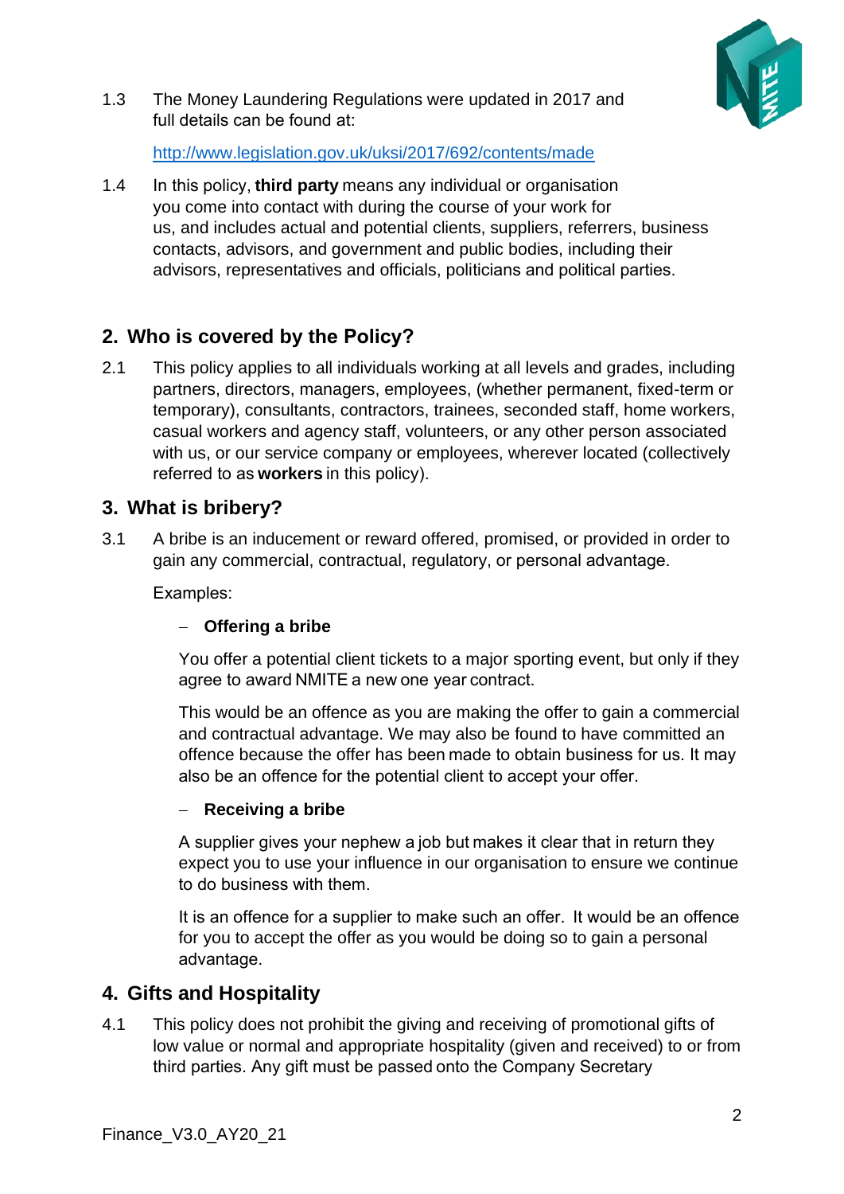1.3 The Money Laundering Regulations were updated in 2017 and full details can be found at:

http://www.legislation.gov.uk/uksi/2017/692/contents/made

1.4 In this policy, **third party** means any individual or organisation you come into contact with during the course of your work for us, and includes actual and potential clients, suppliers, referrers, business contacts, advisors, and government and public bodies, including their advisors, representatives and officials, politicians and political parties.

## 2. Who is covered by the Policy?

2.1 This policy applies to all individuals working at all levels and grades, including partners, directors, managers, employees, (whether permanent, fixed-term or temporary), consultants, contractors, trainees, seconded staff, home workers, casual workers and agency staff, volunteers, or any other person associated with us, or our service company or employees, wherever located (collectively referred to as **workers** in this policy).

## 3. What is bribery?

3.1 A bribe is an inducement or reward offered, promised, or provided in order to gain any commercial, contractual, regulatory, or personal advantage.

Examples:

– **Offering a bribe**

You offer a potential client tickets to a major sporting event, but only if they agree to award NMITE a new one year contract.

This would be an offence as you are making the offer to gain a commercial and contractual advantage. We may also be found to have committed an offence because the offer has been made to obtain business for us. It may also be an offence for the potential client to accept your offer.

– **Receiving a bribe**

A supplier gives your nephew a job but makes it clear that in return they expect you to use your influence in our organisation to ensure we continue to do business with them.

It is an offence for a supplier to make such an offer. It would be an offence for you to accept the offer as you would be doing so to gain a personal advantage.

## 4. Gifts and Hospitality

4.1 This policy does not prohibit the giving and receiving of promotional gifts of low value or normal and appropriate hospitality (given and received) to or from third parties. Any gift must be passed onto the Company Secretary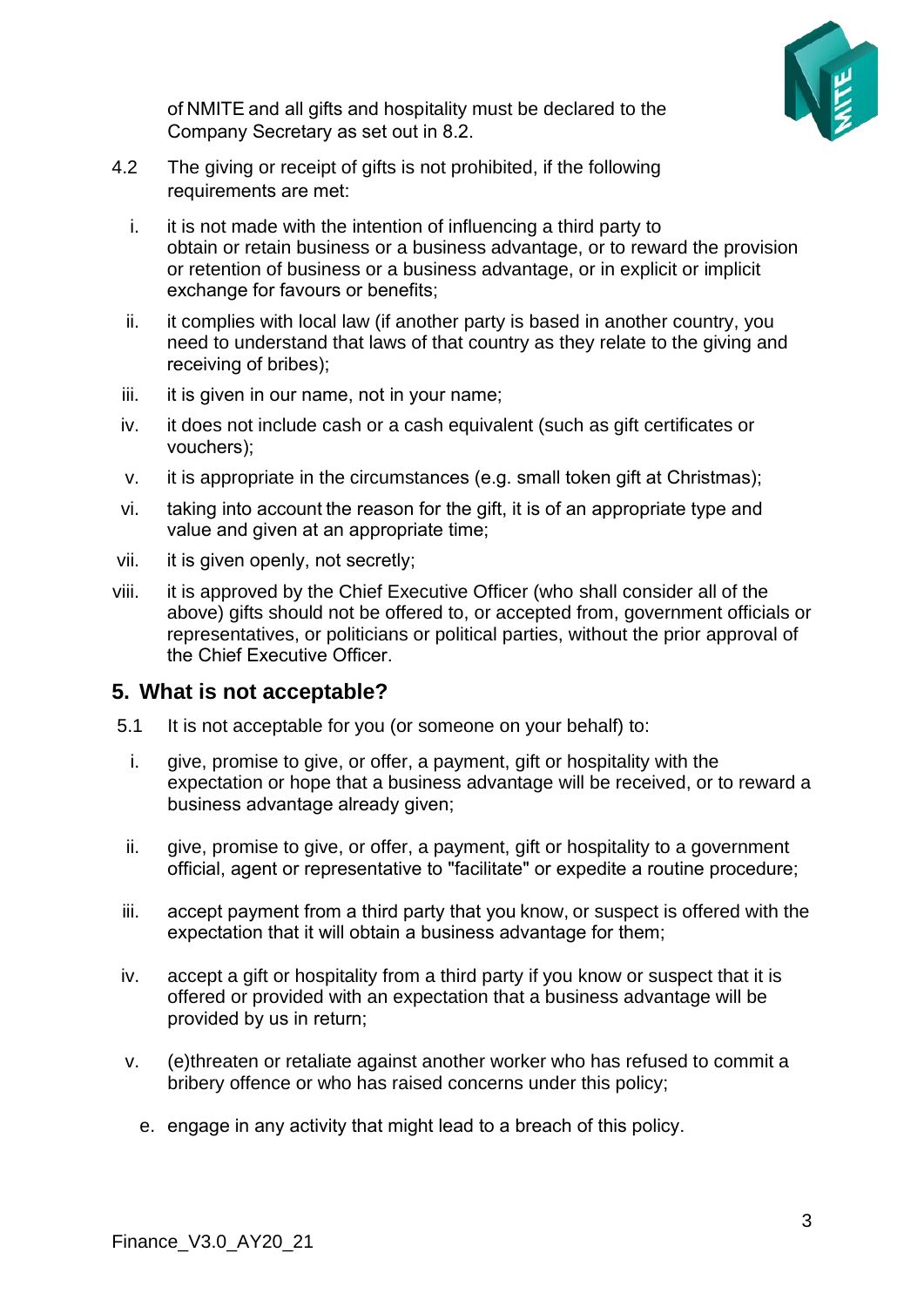of NMITE and all gifts and hospitality must be declared to the Company Secretary as set out in 8.2.

4.2 The giving or receipt of gifts is not prohibited, if the following requirements are met:

i. it is not made with the intention of influencing a third party to obtain or retain business or a business advantage, or to reward the provision or retention of business or a business advantage, or in explicit or implicit exchange for favours or benefits;

ii. it complies with local law (if another party is based in another country, you need to understand that laws of that country as they relate to the giving and receiving of bribes);

iii. it is given in our name, not in your name;

iv. it does not include cash or a cash equivalent (such as gift certificates or vouchers);

v. it is appropriate in the circumstances (e.g. small token gift at Christmas);

vi. taking into account the reason for the gift, it is of an appropriate type and value and given at an appropriate time;

vii. it is given openly, not secretly;

viii. it is approved by the Chief Executive Officer (who shall consider all of the above) gifts should not be offered to, or accepted from, government officials or representatives, or politicians or political parties, without the prior approval of the Chief Executive Officer.

## 5. What is not acceptable?

5.1 It is not acceptable for you (or someone on your behalf) to:

i. give, promise to give, or offer, a payment, gift or hospitality with the expectation or hope that a business advantage will be received, or to reward a business advantage already given;

ii. give, promise to give, or offer, a payment, gift or hospitality to a government official, agent or representative to "facilitate" or expedite a routine procedure;

iii. accept payment from a third party that you know, or suspect is offered with the expectation that it will obtain a business advantage for them;

iv. accept a gift or hospitality from a third party if you know or suspect that it is offered or provided with an expectation that a business advantage will be provided by us in return;

v. (e)threaten or retaliate against another worker who has refused to commit a bribery offence or who has raised concerns under this policy;

e. engage in any activity that might lead to a breach of this policy.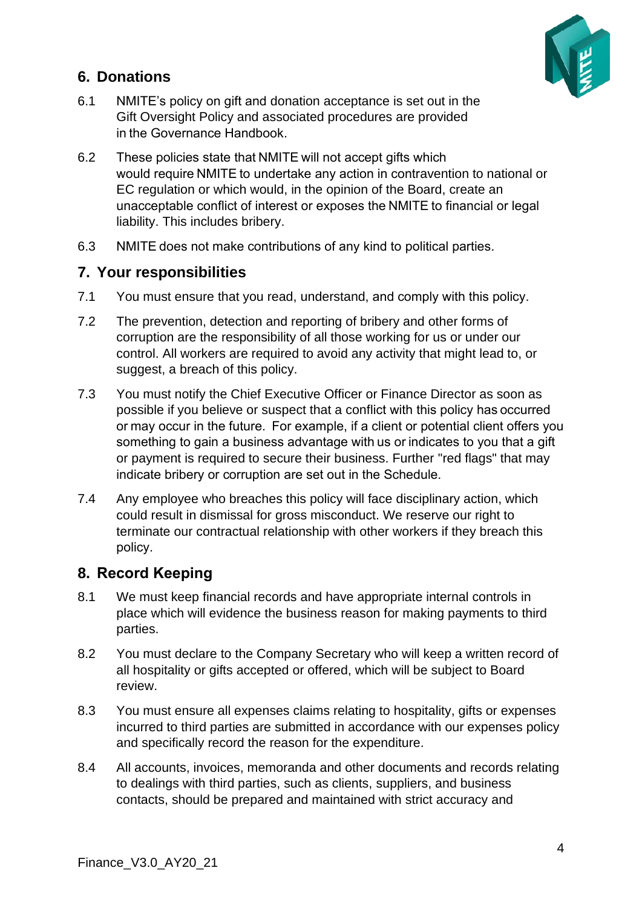## 6. Donations

6.1 NMITE's policy on gift and donation acceptance is set out in the Gift Oversight Policy and associated procedures are provided in the Governance Handbook.

6.2 These policies state that NMITE will not accept gifts which would require NMITE to undertake any action in contravention to national or EC regulation or which would, in the opinion of the Board, create an unacceptable conflict of interest or exposes the NMITE to financial or legal liability. This includes bribery.

6.3 NMITE does not make contributions of any kind to political parties.

## 7. Your responsibilities

7.1 You must ensure that you read, understand, and comply with this policy.

7.2 The prevention, detection and reporting of bribery and other forms of corruption are the responsibility of all those working for us or under our control. All workers are required to avoid any activity that might lead to, or suggest, a breach of this policy.

7.3 You must notify the Chief Executive Officer or Finance Director as soon as possible if you believe or suspect that a conflict with this policy has occurred or may occur in the future. For example, if a client or potential client offers you something to gain a business advantage with us or indicates to you that a gift or payment is required to secure their business. Further "red flags" that may indicate bribery or corruption are set out in the Schedule.

7.4 Any employee who breaches this policy will face disciplinary action, which could result in dismissal for gross misconduct. We reserve our right to terminate our contractual relationship with other workers if they breach this policy.

## 8. Record Keeping

8.1 We must keep financial records and have appropriate internal controls in place which will evidence the business reason for making payments to third parties.

8.2 You must declare to the Company Secretary who will keep a written record of all hospitality or gifts accepted or offered, which will be subject to Board review.

8.3 You must ensure all expenses claims relating to hospitality, gifts or expenses incurred to third parties are submitted in accordance with our expenses policy and specifically record the reason for the expenditure.

8.4 All accounts, invoices, memoranda and other documents and records relating to dealings with third parties, such as clients, suppliers, and business contacts, should be prepared and maintained with strict accuracy and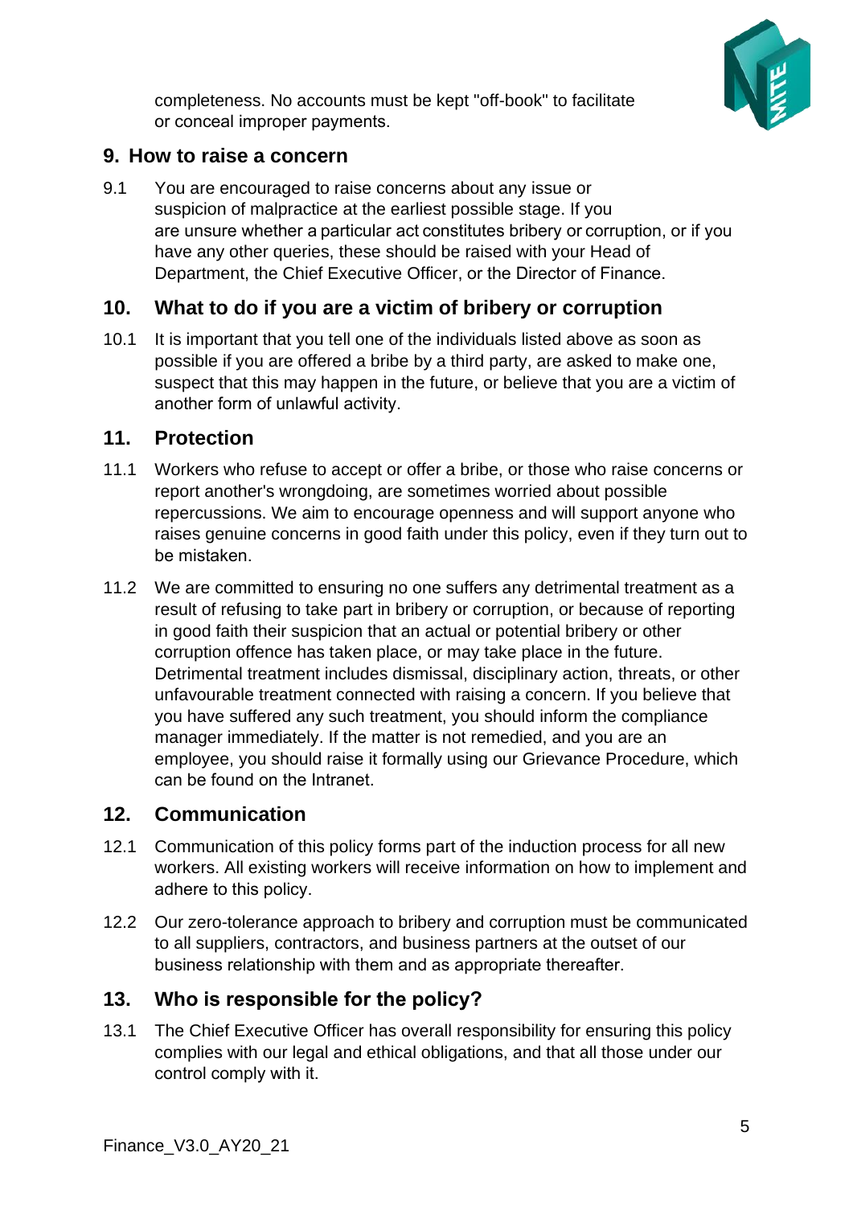completeness. No accounts must be kept "off-book" to facilitate or conceal improper payments.

## 9. How to raise a concern

9.1 You are encouraged to raise concerns about any issue or suspicion of malpractice at the earliest possible stage. If you are unsure whether a particular act constitutes bribery or corruption, or if you have any other queries, these should be raised with your Head of Department, the Chief Executive Officer, or the Director of Finance.

## 10. What to do if you are a victim of bribery or corruption

10.1 It is important that you tell one of the individuals listed above as soon as possible if you are offered a bribe by a third party, are asked to make one, suspect that this may happen in the future, or believe that you are a victim of another form of unlawful activity.

## 11. Protection

11.1 Workers who refuse to accept or offer a bribe, or those who raise concerns or report another's wrongdoing, are sometimes worried about possible repercussions. We aim to encourage openness and will support anyone who raises genuine concerns in good faith under this policy, even if they turn out to be mistaken.

11.2 We are committed to ensuring no one suffers any detrimental treatment as a result of refusing to take part in bribery or corruption, or because of reporting in good faith their suspicion that an actual or potential bribery or other corruption offence has taken place, or may take place in the future. Detrimental treatment includes dismissal, disciplinary action, threats, or other unfavourable treatment connected with raising a concern. If you believe that you have suffered any such treatment, you should inform the compliance manager immediately. If the matter is not remedied, and you are an employee, you should raise it formally using our Grievance Procedure, which can be found on the Intranet.

## 12. Communication

12.1 Communication of this policy forms part of the induction process for all new workers. All existing workers will receive information on how to implement and adhere to this policy.

12.2 Our zero-tolerance approach to bribery and corruption must be communicated to all suppliers, contractors, and business partners at the outset of our business relationship with them and as appropriate thereafter.

## 13. Who is responsible for the policy?

13.1 The Chief Executive Officer has overall responsibility for ensuring this policy complies with our legal and ethical obligations, and that all those under our control comply with it.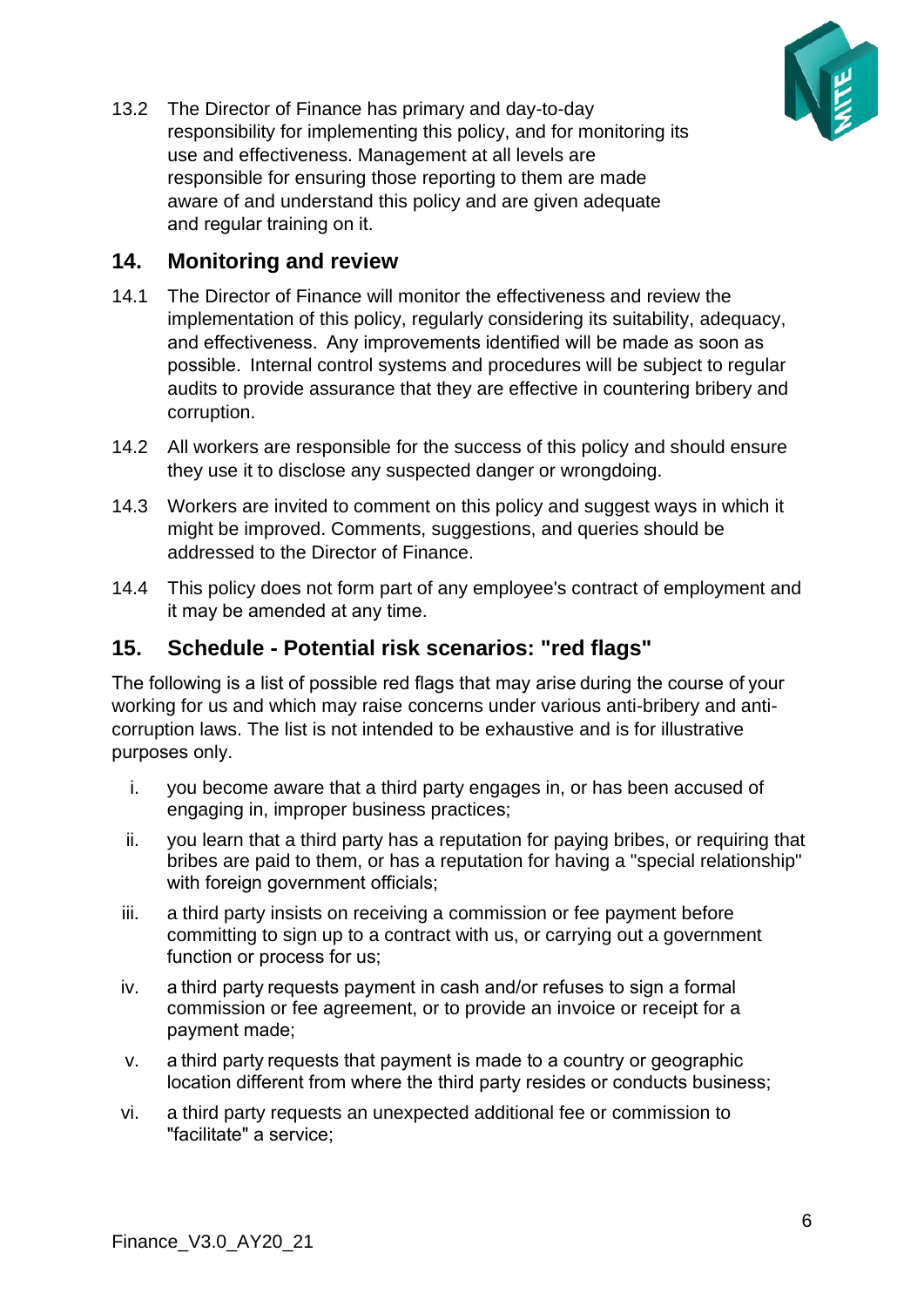13.2 The Director of Finance has primary and day-to-day responsibility for implementing this policy, and for monitoring its use and effectiveness. Management at all levels are responsible for ensuring those reporting to them are made aware of and understand this policy and are given adequate and regular training on it.

## 14. Monitoring and review

14.1 The Director of Finance will monitor the effectiveness and review the implementation of this policy, regularly considering its suitability, adequacy, and effectiveness. Any improvements identified will be made as soon as possible. Internal control systems and procedures will be subject to regular audits to provide assurance that they are effective in countering bribery and corruption.

14.2 All workers are responsible for the success of this policy and should ensure they use it to disclose any suspected danger or wrongdoing.

14.3 Workers are invited to comment on this policy and suggest ways in which it might be improved. Comments, suggestions, and queries should be addressed to the Director of Finance.

14.4 This policy does not form part of any employee's contract of employment and it may be amended at any time.

## 15. Schedule - Potential risk scenarios: "red flags"

The following is a list of possible red flags that may arise during the course of your working for us and which may raise concerns under various anti-bribery and anti-corruption laws. The list is not intended to be exhaustive and is for illustrative purposes only.

i. you become aware that a third party engages in, or has been accused of engaging in, improper business practices;

ii. you learn that a third party has a reputation for paying bribes, or requiring that bribes are paid to them, or has a reputation for having a "special relationship" with foreign government officials;

iii. a third party insists on receiving a commission or fee payment before committing to sign up to a contract with us, or carrying out a government function or process for us;

iv. a third party requests payment in cash and/or refuses to sign a formal commission or fee agreement, or to provide an invoice or receipt for a payment made;

v. a third party requests that payment is made to a country or geographic location different from where the third party resides or conducts business;

vi. a third party requests an unexpected additional fee or commission to "facilitate" a service;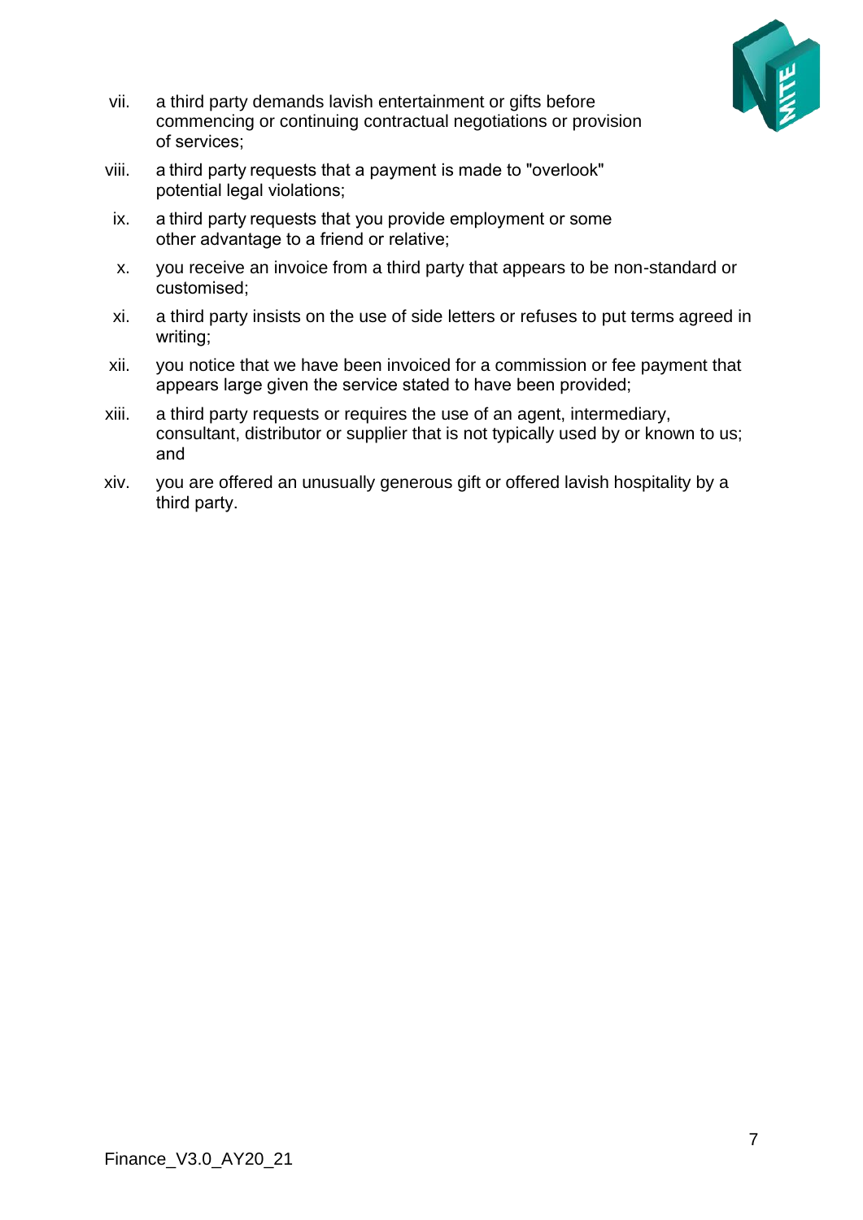vii. a third party demands lavish entertainment or gifts before commencing or continuing contractual negotiations or provision of services;

viii. a third party requests that a payment is made to "overlook" potential legal violations;

ix. a third party requests that you provide employment or some other advantage to a friend or relative;

x. you receive an invoice from a third party that appears to be non-standard or customised;

xi. a third party insists on the use of side letters or refuses to put terms agreed in writing;

xii. you notice that we have been invoiced for a commission or fee payment that appears large given the service stated to have been provided;

xiii. a third party requests or requires the use of an agent, intermediary, consultant, distributor or supplier that is not typically used by or known to us; and

xiv. you are offered an unusually generous gift or offered lavish hospitality by a third party.